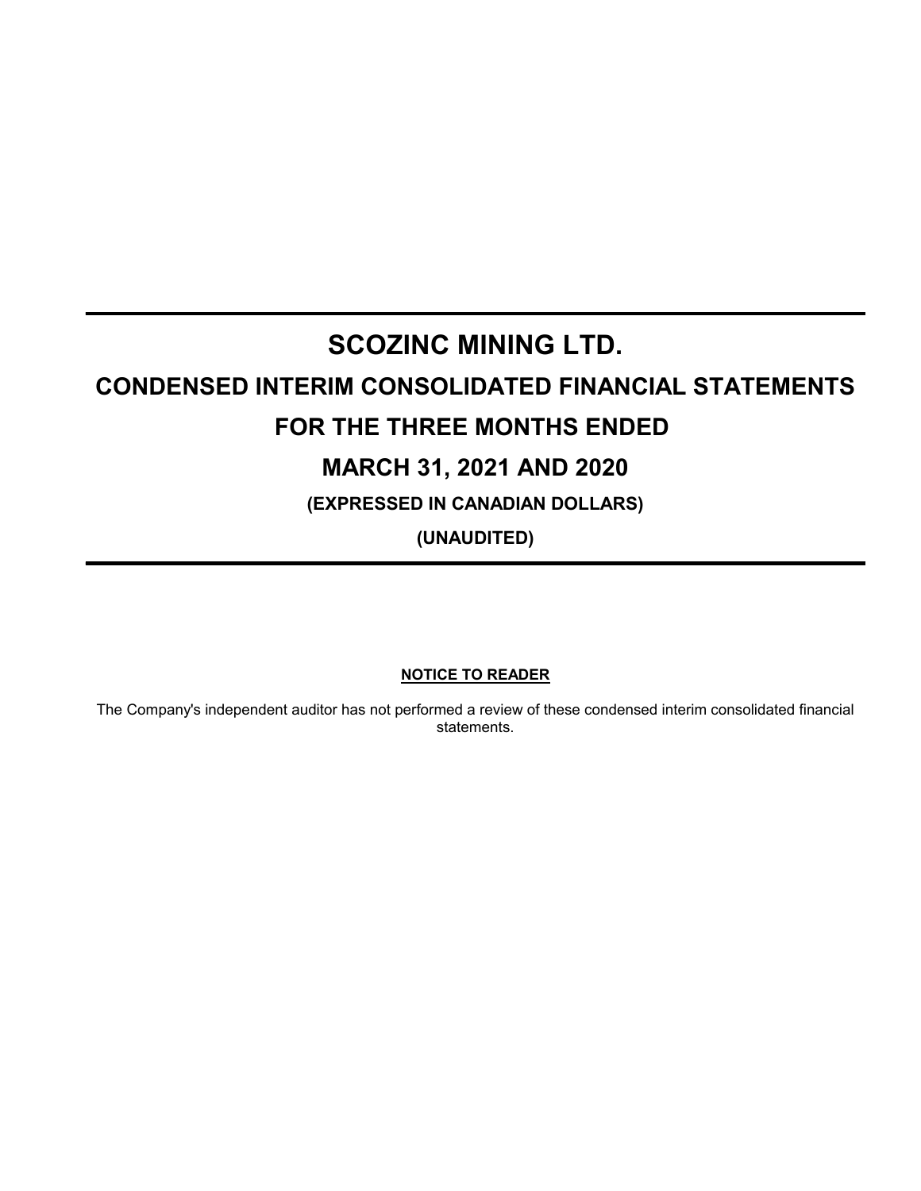# SCOZINC MINING LTD.

## CONDENSED INTERIM CONSOLIDATED FINANCIAL STATEMENTS

## FOR THE THREE MONTHS ENDED

## MARCH 31, 2021 AND 2020

**(EXPRESSED IN CANADIAN DOLLARS)**

**(UNAUDITED)**

**NOTICE TO READER**

The Company's independent auditor has not performed a review of these condensed interim consolidated financial statements.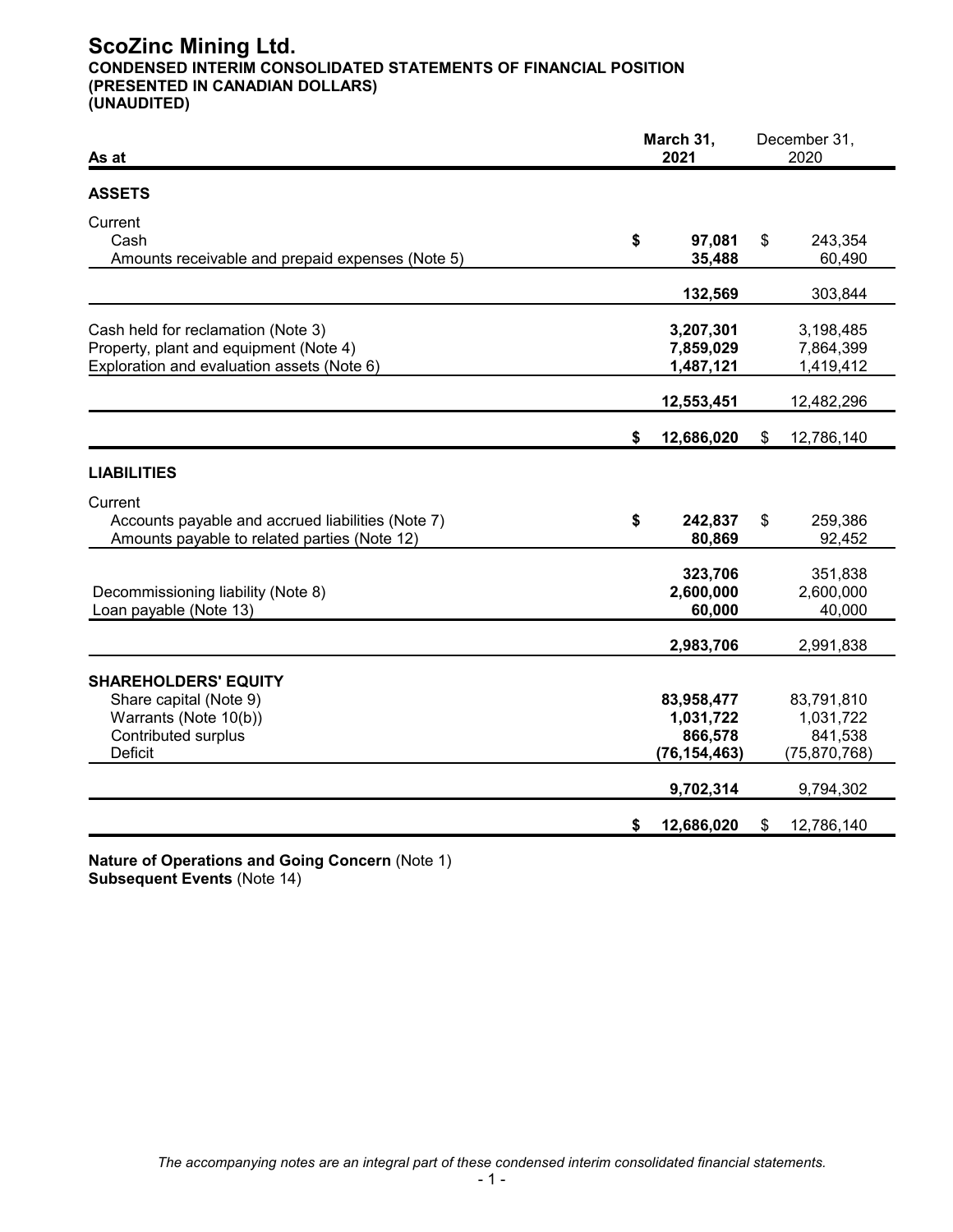# ScoZinc Mining Ltd.

**CONDENSED INTERIM CONSOLIDATED STATEMENTS OF FINANCIAL POSITION**
**(PRESENTED IN CANADIAN DOLLARS)**
**(UNAUDITED)**

| As at | March 31, 2021 | December 31, 2020 |
|---|---|---|
| **ASSETS** | | |
| Current | | |
| Cash | **$ 97,081** | $ 243,354 |
| Amounts receivable and prepaid expenses (Note 5) | **35,488** | 60,490 |
| | **132,569** | 303,844 |
| Cash held for reclamation (Note 3) | **3,207,301** | 3,198,485 |
| Property, plant and equipment (Note 4) | **7,859,029** | 7,864,399 |
| Exploration and evaluation assets (Note 6) | **1,487,121** | 1,419,412 |
| | **12,553,451** | 12,482,296 |
| | **$ 12,686,020** | $ 12,786,140 |
| **LIABILITIES** | | |
| Current | | |
| Accounts payable and accrued liabilities (Note 7) | **$ 242,837** | $ 259,386 |
| Amounts payable to related parties (Note 12) | **80,869** | 92,452 |
| | **323,706** | 351,838 |
| Decommissioning liability (Note 8) | **2,600,000** | 2,600,000 |
| Loan payable (Note 13) | **60,000** | 40,000 |
| | **2,983,706** | 2,991,838 |
| **SHAREHOLDERS' EQUITY** | | |
| Share capital (Note 9) | **83,958,477** | 83,791,810 |
| Warrants (Note 10(b)) | **1,031,722** | 1,031,722 |
| Contributed surplus | **866,578** | 841,538 |
| Deficit | **(76,154,463)** | (75,870,768) |
| | **9,702,314** | 9,794,302 |
| | **$ 12,686,020** | $ 12,786,140 |

**Nature of Operations and Going Concern** (Note 1)
**Subsequent Events** (Note 14)

*The accompanying notes are an integral part of these condensed interim consolidated financial statements.*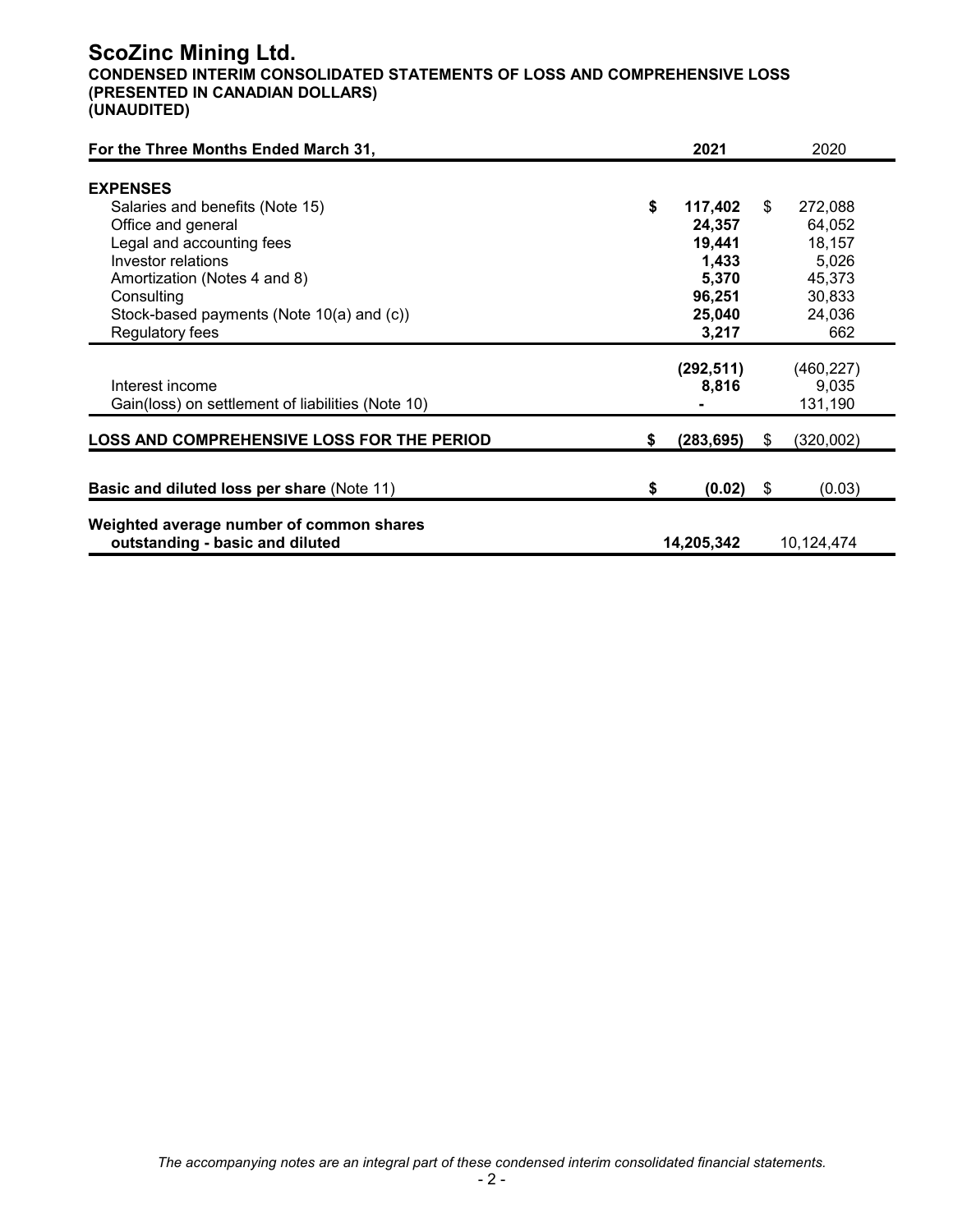# ScoZinc Mining Ltd.

**CONDENSED INTERIM CONSOLIDATED STATEMENTS OF LOSS AND COMPREHENSIVE LOSS**
**(PRESENTED IN CANADIAN DOLLARS)**
**(UNAUDITED)**

| For the Three Months Ended March 31, | 2021 | 2020 |
|---|---|---|
| **EXPENSES** | | |
| Salaries and benefits (Note 15) | **$ 117,402** | $ 272,088 |
| Office and general | **24,357** | 64,052 |
| Legal and accounting fees | **19,441** | 18,157 |
| Investor relations | **1,433** | 5,026 |
| Amortization (Notes 4 and 8) | **5,370** | 45,373 |
| Consulting | **96,251** | 30,833 |
| Stock-based payments (Note 10(a) and (c)) | **25,040** | 24,036 |
| Regulatory fees | **3,217** | 662 |
| | **(292,511)** | (460,227) |
| Interest income | **8,816** | 9,035 |
| Gain(loss) on settlement of liabilities (Note 10) | **-** | 131,190 |
| **LOSS AND COMPREHENSIVE LOSS FOR THE PERIOD** | **$ (283,695)** | $ (320,002) |
| **Basic and diluted loss per share** (Note 11) | **$ (0.02)** | $ (0.03) |
| **Weighted average number of common shares outstanding - basic and diluted** | **14,205,342** | 10,124,474 |

*The accompanying notes are an integral part of these condensed interim consolidated financial statements.*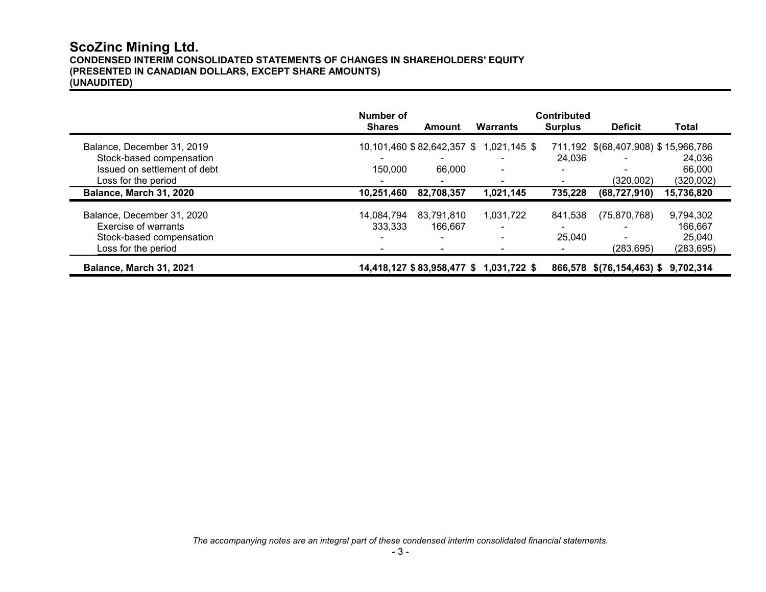# ScoZinc Mining Ltd.

**CONDENSED INTERIM CONSOLIDATED STATEMENTS OF CHANGES IN SHAREHOLDERS' EQUITY**
**(PRESENTED IN CANADIAN DOLLARS, EXCEPT SHARE AMOUNTS)**
**(UNAUDITED)**

| | Number of Shares | Amount | Warrants | Contributed Surplus | Deficit | Total |
|---|---|---|---|---|---|---|
| Balance, December 31, 2019 | 10,101,460 | $ 82,642,357 | $ 1,021,145 | $ 711,192 | $(68,407,908) | $ 15,966,786 |
| Stock-based compensation | - | - | - | 24,036 | - | 24,036 |
| Issued on settlement of debt | 150,000 | 66,000 | - | - | - | 66,000 |
| Loss for the period | - | - | - | - | (320,002) | (320,002) |
| **Balance, March 31, 2020** | **10,251,460** | **82,708,357** | **1,021,145** | **735,228** | **(68,727,910)** | **15,736,820** |
| Balance, December 31, 2020 | 14,084,794 | 83,791,810 | 1,031,722 | 841,538 | (75,870,768) | 9,794,302 |
| Exercise of warrants | 333,333 | 166,667 | - | - | - | 166,667 |
| Stock-based compensation | - | - | - | 25,040 | - | 25,040 |
| Loss for the period | - | - | - | - | (283,695) | (283,695) |
| **Balance, March 31, 2021** | **14,418,127** | **$ 83,958,477** | **$ 1,031,722** | **$ 866,578** | **$(76,154,463)** | **$ 9,702,314** |

*The accompanying notes are an integral part of these condensed interim consolidated financial statements.*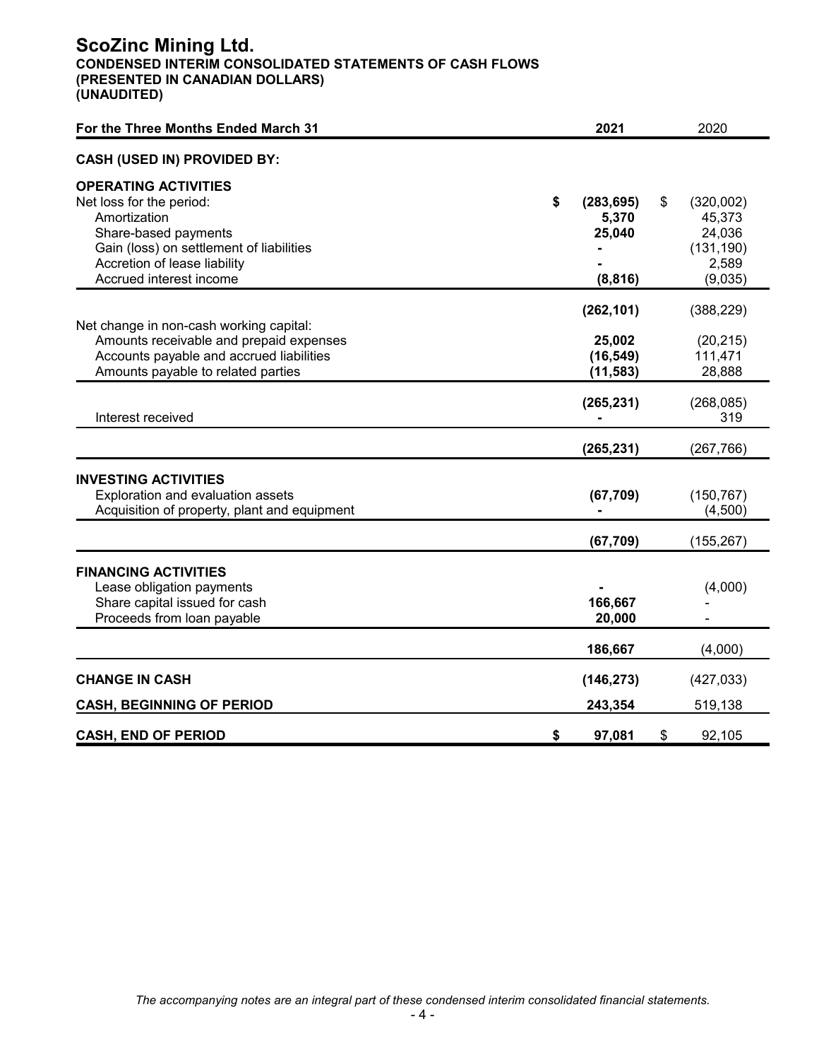# ScoZinc Mining Ltd.

**CONDENSED INTERIM CONSOLIDATED STATEMENTS OF CASH FLOWS**
**(PRESENTED IN CANADIAN DOLLARS)**
**(UNAUDITED)**

| For the Three Months Ended March 31 | 2021 | 2020 |
|---|---|---|
| **CASH (USED IN) PROVIDED BY:** | | |
| **OPERATING ACTIVITIES** | | |
| Net loss for the period: | **$ (283,695)** | $ (320,002) |
| Amortization | **5,370** | 45,373 |
| Share-based payments | **25,040** | 24,036 |
| Gain (loss) on settlement of liabilities | **-** | (131,190) |
| Accretion of lease liability | **-** | 2,589 |
| Accrued interest income | **(8,816)** | (9,035) |
| | **(262,101)** | (388,229) |
| Net change in non-cash working capital: | | |
| Amounts receivable and prepaid expenses | **25,002** | (20,215) |
| Accounts payable and accrued liabilities | **(16,549)** | 111,471 |
| Amounts payable to related parties | **(11,583)** | 28,888 |
| | **(265,231)** | (268,085) |
| Interest received | **-** | 319 |
| | **(265,231)** | (267,766) |
| **INVESTING ACTIVITIES** | | |
| Exploration and evaluation assets | **(67,709)** | (150,767) |
| Acquisition of property, plant and equipment | **-** | (4,500) |
| | **(67,709)** | (155,267) |
| **FINANCING ACTIVITIES** | | |
| Lease obligation payments | **-** | (4,000) |
| Share capital issued for cash | **166,667** | - |
| Proceeds from loan payable | **20,000** | - |
| | **186,667** | (4,000) |
| **CHANGE IN CASH** | **(146,273)** | (427,033) |
| **CASH, BEGINNING OF PERIOD** | **243,354** | 519,138 |
| **CASH, END OF PERIOD** | **$ 97,081** | $ 92,105 |

*The accompanying notes are an integral part of these condensed interim consolidated financial statements.*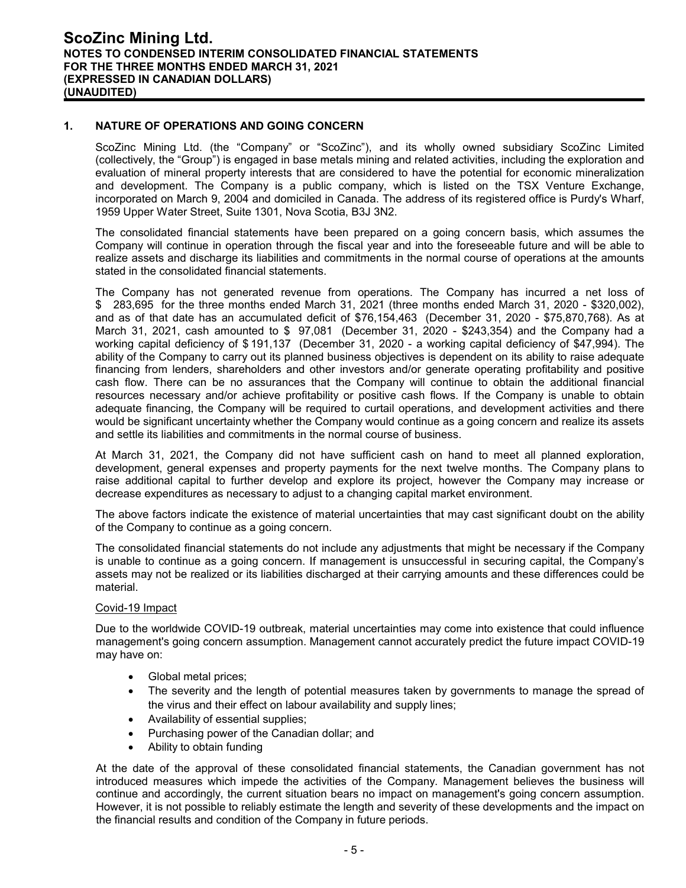# ScoZinc Mining Ltd.

**NOTES TO CONDENSED INTERIM CONSOLIDATED FINANCIAL STATEMENTS**
**FOR THE THREE MONTHS ENDED MARCH 31, 2021**
**(EXPRESSED IN CANADIAN DOLLARS)**
**(UNAUDITED)**

## 1. NATURE OF OPERATIONS AND GOING CONCERN

ScoZinc Mining Ltd. (the "Company" or "ScoZinc"), and its wholly owned subsidiary ScoZinc Limited (collectively, the "Group") is engaged in base metals mining and related activities, including the exploration and evaluation of mineral property interests that are considered to have the potential for economic mineralization and development. The Company is a public company, which is listed on the TSX Venture Exchange, incorporated on March 9, 2004 and domiciled in Canada. The address of its registered office is Purdy's Wharf, 1959 Upper Water Street, Suite 1301, Nova Scotia, B3J 3N2.

The consolidated financial statements have been prepared on a going concern basis, which assumes the Company will continue in operation through the fiscal year and into the foreseeable future and will be able to realize assets and discharge its liabilities and commitments in the normal course of operations at the amounts stated in the consolidated financial statements.

The Company has not generated revenue from operations. The Company has incurred a net loss of $ 283,695 for the three months ended March 31, 2021 (three months ended March 31, 2020 - $320,002), and as of that date has an accumulated deficit of $76,154,463 (December 31, 2020 - $75,870,768). As at March 31, 2021, cash amounted to $ 97,081 (December 31, 2020 - $243,354) and the Company had a working capital deficiency of $ 191,137 (December 31, 2020 - a working capital deficiency of $47,994). The ability of the Company to carry out its planned business objectives is dependent on its ability to raise adequate financing from lenders, shareholders and other investors and/or generate operating profitability and positive cash flow. There can be no assurances that the Company will continue to obtain the additional financial resources necessary and/or achieve profitability or positive cash flows. If the Company is unable to obtain adequate financing, the Company will be required to curtail operations, and development activities and there would be significant uncertainty whether the Company would continue as a going concern and realize its assets and settle its liabilities and commitments in the normal course of business.

At March 31, 2021, the Company did not have sufficient cash on hand to meet all planned exploration, development, general expenses and property payments for the next twelve months. The Company plans to raise additional capital to further develop and explore its project, however the Company may increase or decrease expenditures as necessary to adjust to a changing capital market environment.

The above factors indicate the existence of material uncertainties that may cast significant doubt on the ability of the Company to continue as a going concern.

The consolidated financial statements do not include any adjustments that might be necessary if the Company is unable to continue as a going concern. If management is unsuccessful in securing capital, the Company's assets may not be realized or its liabilities discharged at their carrying amounts and these differences could be material.

<u>Covid-19 Impact</u>

Due to the worldwide COVID-19 outbreak, material uncertainties may come into existence that could influence management's going concern assumption. Management cannot accurately predict the future impact COVID-19 may have on:

- Global metal prices;
- The severity and the length of potential measures taken by governments to manage the spread of the virus and their effect on labour availability and supply lines;
- Availability of essential supplies;
- Purchasing power of the Canadian dollar; and
- Ability to obtain funding

At the date of the approval of these consolidated financial statements, the Canadian government has not introduced measures which impede the activities of the Company. Management believes the business will continue and accordingly, the current situation bears no impact on management's going concern assumption. However, it is not possible to reliably estimate the length and severity of these developments and the impact on the financial results and condition of the Company in future periods.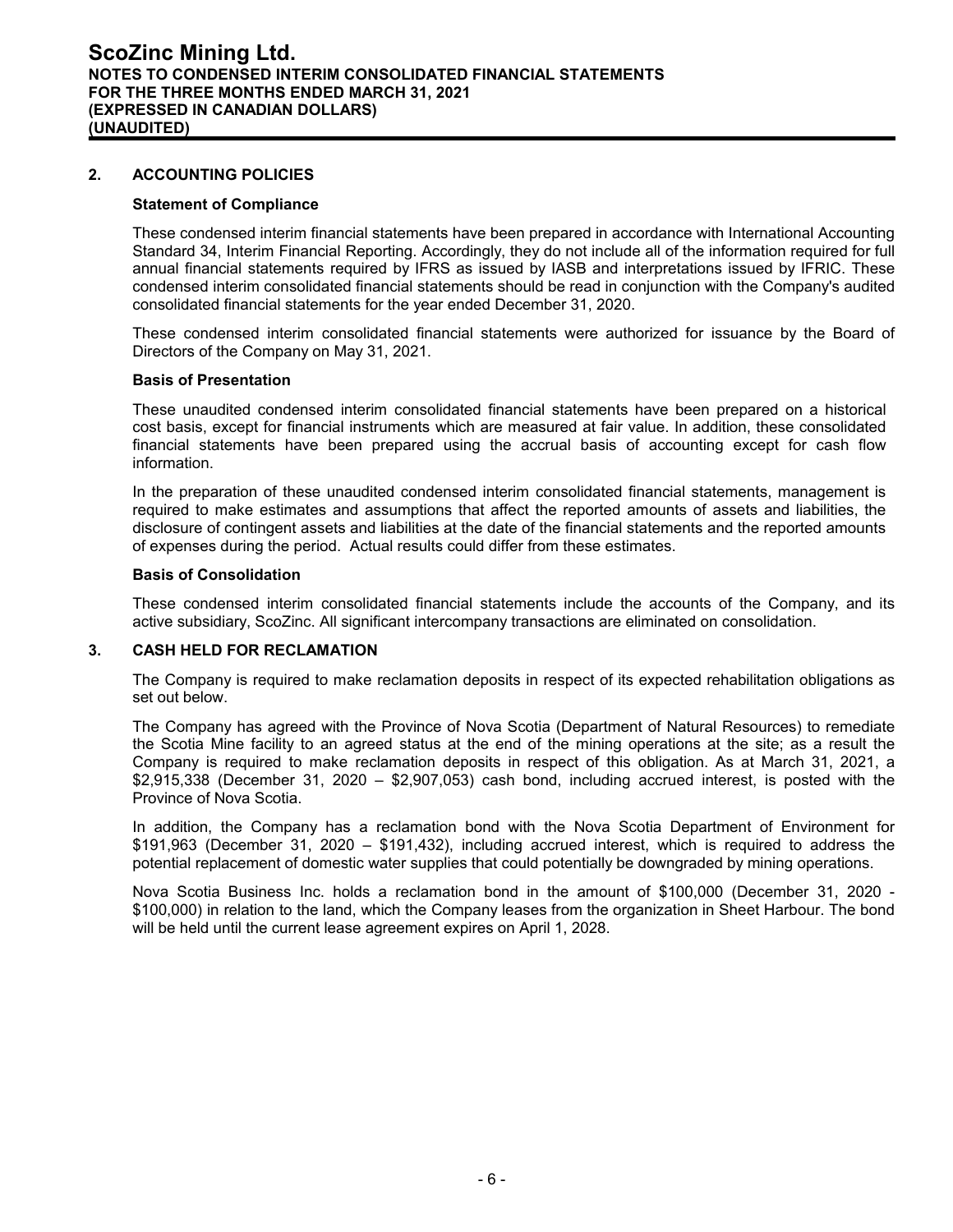## 2. ACCOUNTING POLICIES

**Statement of Compliance**

These condensed interim financial statements have been prepared in accordance with International Accounting Standard 34, Interim Financial Reporting. Accordingly, they do not include all of the information required for full annual financial statements required by IFRS as issued by IASB and interpretations issued by IFRIC. These condensed interim consolidated financial statements should be read in conjunction with the Company's audited consolidated financial statements for the year ended December 31, 2020.

These condensed interim consolidated financial statements were authorized for issuance by the Board of Directors of the Company on May 31, 2021.

**Basis of Presentation**

These unaudited condensed interim consolidated financial statements have been prepared on a historical cost basis, except for financial instruments which are measured at fair value. In addition, these consolidated financial statements have been prepared using the accrual basis of accounting except for cash flow information.

In the preparation of these unaudited condensed interim consolidated financial statements, management is required to make estimates and assumptions that affect the reported amounts of assets and liabilities, the disclosure of contingent assets and liabilities at the date of the financial statements and the reported amounts of expenses during the period. Actual results could differ from these estimates.

**Basis of Consolidation**

These condensed interim consolidated financial statements include the accounts of the Company, and its active subsidiary, ScoZinc. All significant intercompany transactions are eliminated on consolidation.

## 3. CASH HELD FOR RECLAMATION

The Company is required to make reclamation deposits in respect of its expected rehabilitation obligations as set out below.

The Company has agreed with the Province of Nova Scotia (Department of Natural Resources) to remediate the Scotia Mine facility to an agreed status at the end of the mining operations at the site; as a result the Company is required to make reclamation deposits in respect of this obligation. As at March 31, 2021, a $2,915,338 (December 31, 2020 – $2,907,053) cash bond, including accrued interest, is posted with the Province of Nova Scotia.

In addition, the Company has a reclamation bond with the Nova Scotia Department of Environment for $191,963 (December 31, 2020 – $191,432), including accrued interest, which is required to address the potential replacement of domestic water supplies that could potentially be downgraded by mining operations.

Nova Scotia Business Inc. holds a reclamation bond in the amount of $100,000 (December 31, 2020 - $100,000) in relation to the land, which the Company leases from the organization in Sheet Harbour. The bond will be held until the current lease agreement expires on April 1, 2028.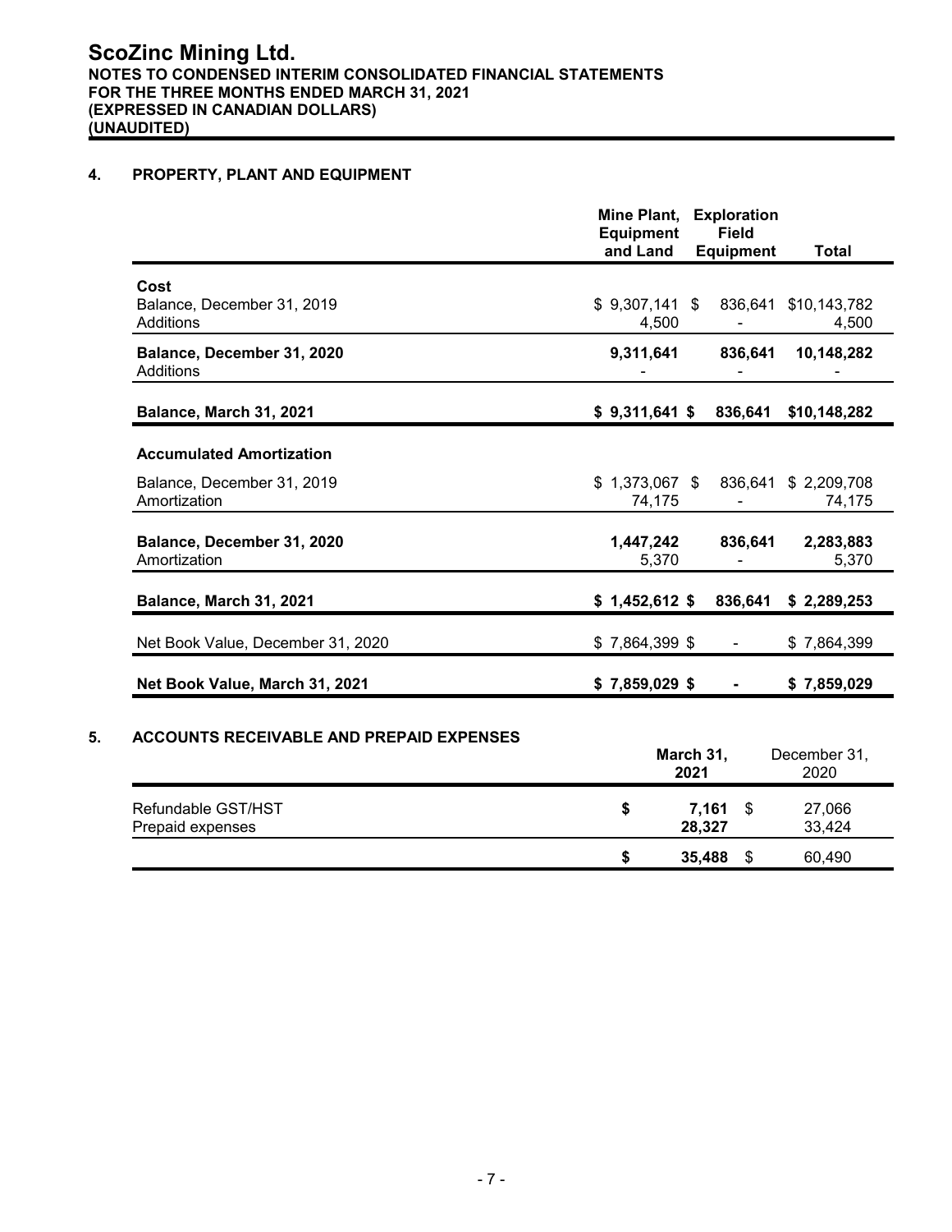# ScoZinc Mining Ltd.

**NOTES TO CONDENSED INTERIM CONSOLIDATED FINANCIAL STATEMENTS**
**FOR THE THREE MONTHS ENDED MARCH 31, 2021**
**(EXPRESSED IN CANADIAN DOLLARS)**
**(UNAUDITED)**

## 4. PROPERTY, PLANT AND EQUIPMENT

| | Mine Plant, Equipment and Land | Exploration Field Equipment | Total |
|---|---|---|---|
| **Cost** | | | |
| Balance, December 31, 2019 | $ 9,307,141 | $ 836,641 | $10,143,782 |
| Additions | 4,500 | - | 4,500 |
| **Balance, December 31, 2020** | **9,311,641** | **836,641** | **10,148,282** |
| Additions | - | - | - |
| **Balance, March 31, 2021** | **$ 9,311,641** | **$ 836,641** | **$10,148,282** |
| **Accumulated Amortization** | | | |
| Balance, December 31, 2019 | $ 1,373,067 | $ 836,641 | $ 2,209,708 |
| Amortization | 74,175 | - | 74,175 |
| **Balance, December 31, 2020** | **1,447,242** | **836,641** | **2,283,883** |
| Amortization | 5,370 | - | 5,370 |
| **Balance, March 31, 2021** | **$ 1,452,612** | **$ 836,641** | **$ 2,289,253** |
| Net Book Value, December 31, 2020 | $ 7,864,399 | $ - | $ 7,864,399 |
| **Net Book Value, March 31, 2021** | **$ 7,859,029** | **$ -** | **$ 7,859,029** |

## 5. ACCOUNTS RECEIVABLE AND PREPAID EXPENSES

| | March 31, 2021 | December 31, 2020 |
|---|---|---|
| Refundable GST/HST | $ **7,161** | $ 27,066 |
| Prepaid expenses | **28,327** | 33,424 |
| | $ **35,488** | $ 60,490 |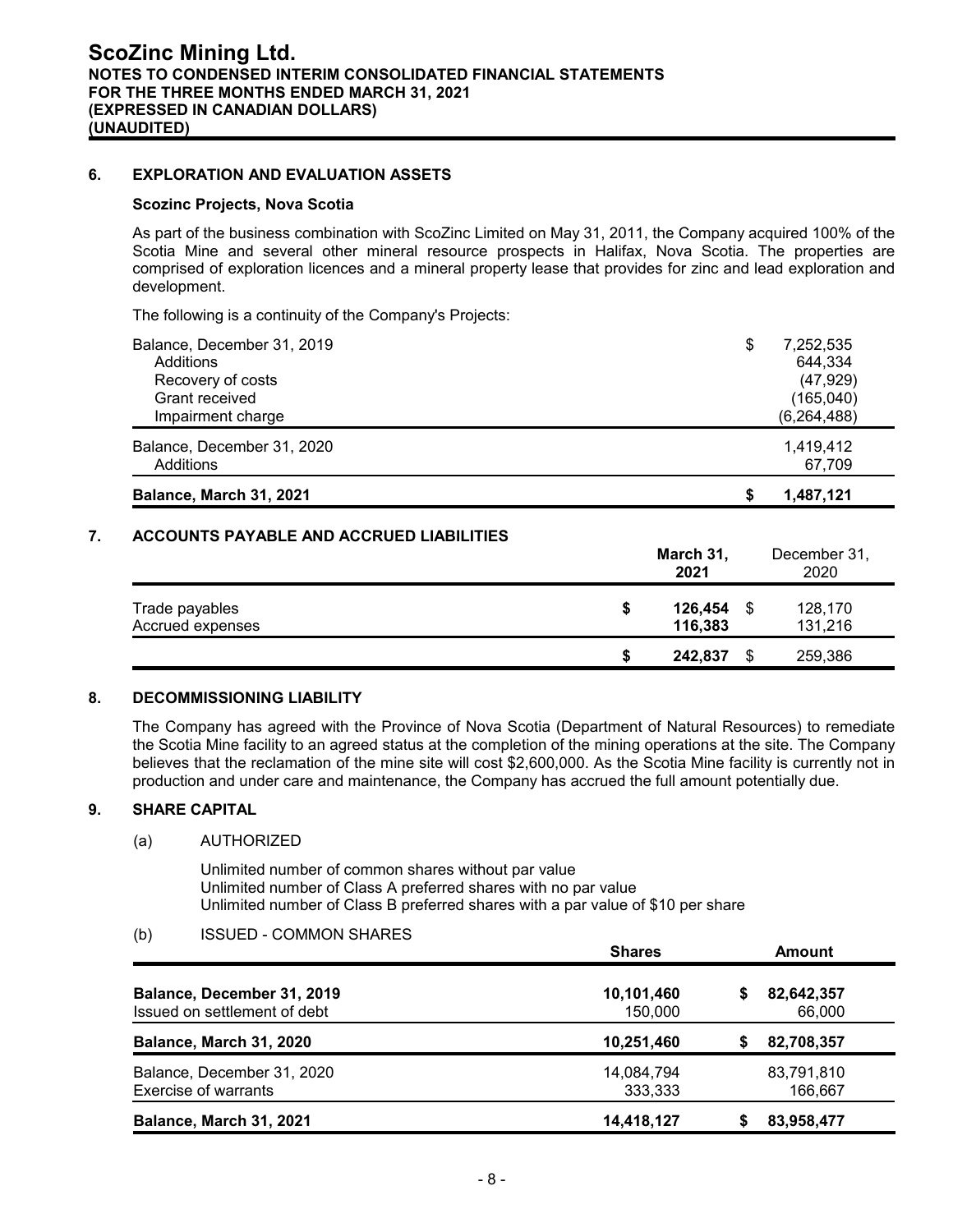## 6. EXPLORATION AND EVALUATION ASSETS

### Scozinc Projects, Nova Scotia

As part of the business combination with ScoZinc Limited on May 31, 2011, the Company acquired 100% of the Scotia Mine and several other mineral resource prospects in Halifax, Nova Scotia. The properties are comprised of exploration licences and a mineral property lease that provides for zinc and lead exploration and development.

The following is a continuity of the Company's Projects:

| | |
|---|---|
| Balance, December 31, 2019 | $ 7,252,535 |
| Additions | 644,334 |
| Recovery of costs | (47,929) |
| Grant received | (165,040) |
| Impairment charge | (6,264,488) |
| Balance, December 31, 2020 | 1,419,412 |
| Additions | 67,709 |
| **Balance, March 31, 2021** | **$ 1,487,121** |

## 7. ACCOUNTS PAYABLE AND ACCRUED LIABILITIES

| | **March 31, 2021** | December 31, 2020 |
|---|---|---|
| Trade payables | **$ 126,454** | $ 128,170 |
| Accrued expenses | **116,383** | 131,216 |
| | **$ 242,837** | $ 259,386 |

## 8. DECOMMISSIONING LIABILITY

The Company has agreed with the Province of Nova Scotia (Department of Natural Resources) to remediate the Scotia Mine facility to an agreed status at the completion of the mining operations at the site. The Company believes that the reclamation of the mine site will cost $2,600,000. As the Scotia Mine facility is currently not in production and under care and maintenance, the Company has accrued the full amount potentially due.

## 9. SHARE CAPITAL

(a) AUTHORIZED

Unlimited number of common shares without par value
Unlimited number of Class A preferred shares with no par value
Unlimited number of Class B preferred shares with a par value of $10 per share

(b) ISSUED - COMMON SHARES

| | **Shares** | **Amount** |
|---|---|---|
| **Balance, December 31, 2019** | **10,101,460** | **$ 82,642,357** |
| Issued on settlement of debt | 150,000 | 66,000 |
| **Balance, March 31, 2020** | **10,251,460** | **$ 82,708,357** |
| Balance, December 31, 2020 | 14,084,794 | 83,791,810 |
| Exercise of warrants | 333,333 | 166,667 |
| **Balance, March 31, 2021** | **14,418,127** | **$ 83,958,477** |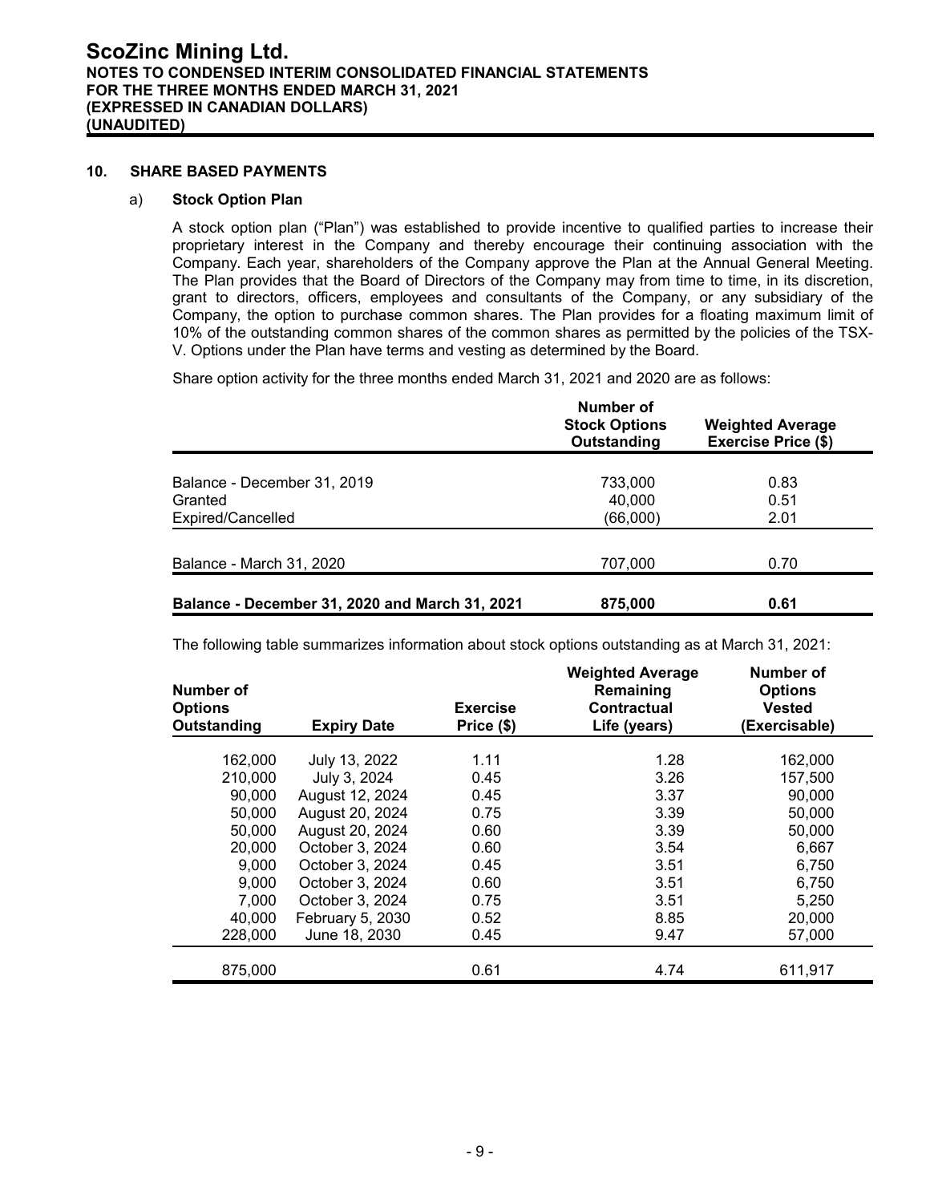## 10. SHARE BASED PAYMENTS

### a) Stock Option Plan

A stock option plan ("Plan") was established to provide incentive to qualified parties to increase their proprietary interest in the Company and thereby encourage their continuing association with the Company. Each year, shareholders of the Company approve the Plan at the Annual General Meeting. The Plan provides that the Board of Directors of the Company may from time to time, in its discretion, grant to directors, officers, employees and consultants of the Company, or any subsidiary of the Company, the option to purchase common shares. The Plan provides for a floating maximum limit of 10% of the outstanding common shares of the common shares as permitted by the policies of the TSX-V. Options under the Plan have terms and vesting as determined by the Board.

Share option activity for the three months ended March 31, 2021 and 2020 are as follows:

| | Number of Stock Options Outstanding | Weighted Average Exercise Price ($) |
|---|---|---|
| Balance - December 31, 2019 | 733,000 | 0.83 |
| Granted | 40,000 | 0.51 |
| Expired/Cancelled | (66,000) | 2.01 |
| Balance - March 31, 2020 | 707,000 | 0.70 |
| **Balance - December 31, 2020 and March 31, 2021** | **875,000** | **0.61** |

The following table summarizes information about stock options outstanding as at March 31, 2021:

| Number of Options Outstanding | Expiry Date | Exercise Price ($) | Weighted Average Remaining Contractual Life (years) | Number of Options Vested (Exercisable) |
|---|---|---|---|---|
| 162,000 | July 13, 2022 | 1.11 | 1.28 | 162,000 |
| 210,000 | July 3, 2024 | 0.45 | 3.26 | 157,500 |
| 90,000 | August 12, 2024 | 0.45 | 3.37 | 90,000 |
| 50,000 | August 20, 2024 | 0.75 | 3.39 | 50,000 |
| 50,000 | August 20, 2024 | 0.60 | 3.39 | 50,000 |
| 20,000 | October 3, 2024 | 0.60 | 3.54 | 6,667 |
| 9,000 | October 3, 2024 | 0.45 | 3.51 | 6,750 |
| 9,000 | October 3, 2024 | 0.60 | 3.51 | 6,750 |
| 7,000 | October 3, 2024 | 0.75 | 3.51 | 5,250 |
| 40,000 | February 5, 2030 | 0.52 | 8.85 | 20,000 |
| 228,000 | June 18, 2030 | 0.45 | 9.47 | 57,000 |
| 875,000 | | 0.61 | 4.74 | 611,917 |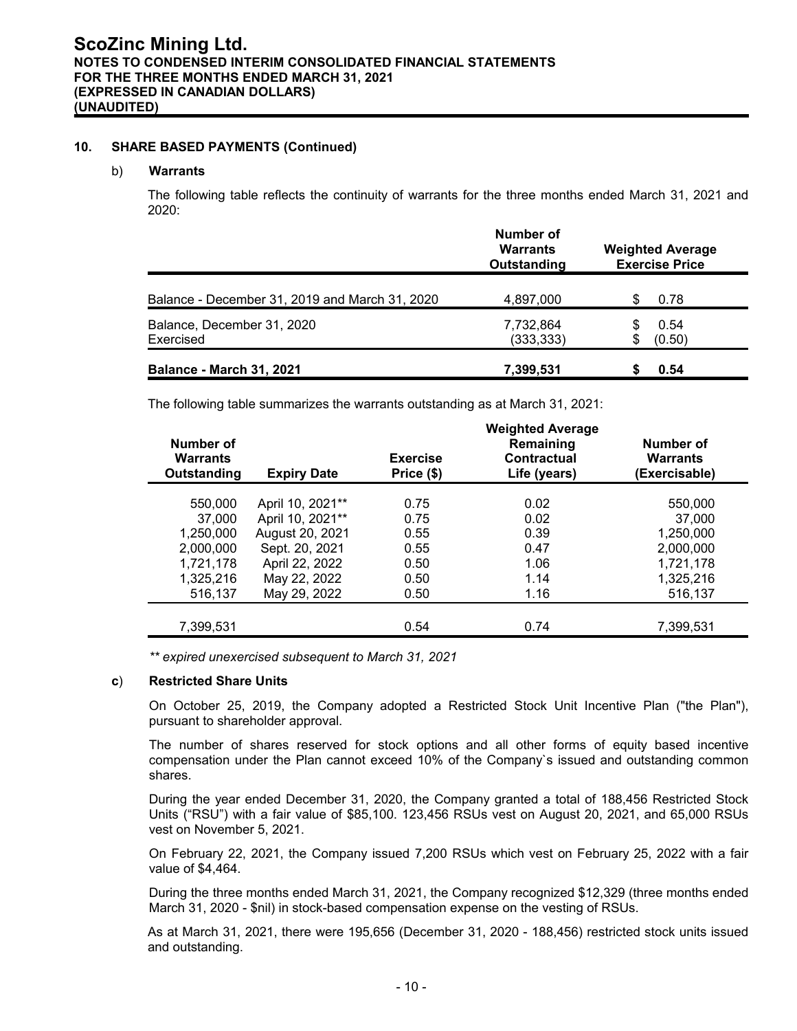## 10. SHARE BASED PAYMENTS (Continued)

### b) Warrants

The following table reflects the continuity of warrants for the three months ended March 31, 2021 and 2020:

| | Number of Warrants Outstanding | Weighted Average Exercise Price |
|---|---|---|
| Balance - December 31, 2019 and March 31, 2020 | 4,897,000 | $ 0.78 |
| Balance, December 31, 2020 | 7,732,864 | $ 0.54 |
| Exercised | (333,333) | $ (0.50) |
| **Balance - March 31, 2021** | **7,399,531** | **$ 0.54** |

The following table summarizes the warrants outstanding as at March 31, 2021:

| Number of Warrants Outstanding | Expiry Date | Exercise Price ($) | Weighted Average Remaining Contractual Life (years) | Number of Warrants (Exercisable) |
|---|---|---|---|---|
| 550,000 | April 10, 2021** | 0.75 | 0.02 | 550,000 |
| 37,000 | April 10, 2021** | 0.75 | 0.02 | 37,000 |
| 1,250,000 | August 20, 2021 | 0.55 | 0.39 | 1,250,000 |
| 2,000,000 | Sept. 20, 2021 | 0.55 | 0.47 | 2,000,000 |
| 1,721,178 | April 22, 2022 | 0.50 | 1.06 | 1,721,178 |
| 1,325,216 | May 22, 2022 | 0.50 | 1.14 | 1,325,216 |
| 516,137 | May 29, 2022 | 0.50 | 1.16 | 516,137 |
| 7,399,531 | | 0.54 | 0.74 | 7,399,531 |

*** expired unexercised subsequent to March 31, 2021*

### c) Restricted Share Units

On October 25, 2019, the Company adopted a Restricted Stock Unit Incentive Plan ("the Plan"), pursuant to shareholder approval.

The number of shares reserved for stock options and all other forms of equity based incentive compensation under the Plan cannot exceed 10% of the Company`s issued and outstanding common shares.

During the year ended December 31, 2020, the Company granted a total of 188,456 Restricted Stock Units ("RSU") with a fair value of $85,100. 123,456 RSUs vest on August 20, 2021, and 65,000 RSUs vest on November 5, 2021.

On February 22, 2021, the Company issued 7,200 RSUs which vest on February 25, 2022 with a fair value of $4,464.

During the three months ended March 31, 2021, the Company recognized $12,329 (three months ended March 31, 2020 - $nil) in stock-based compensation expense on the vesting of RSUs.

As at March 31, 2021, there were 195,656 (December 31, 2020 - 188,456) restricted stock units issued and outstanding.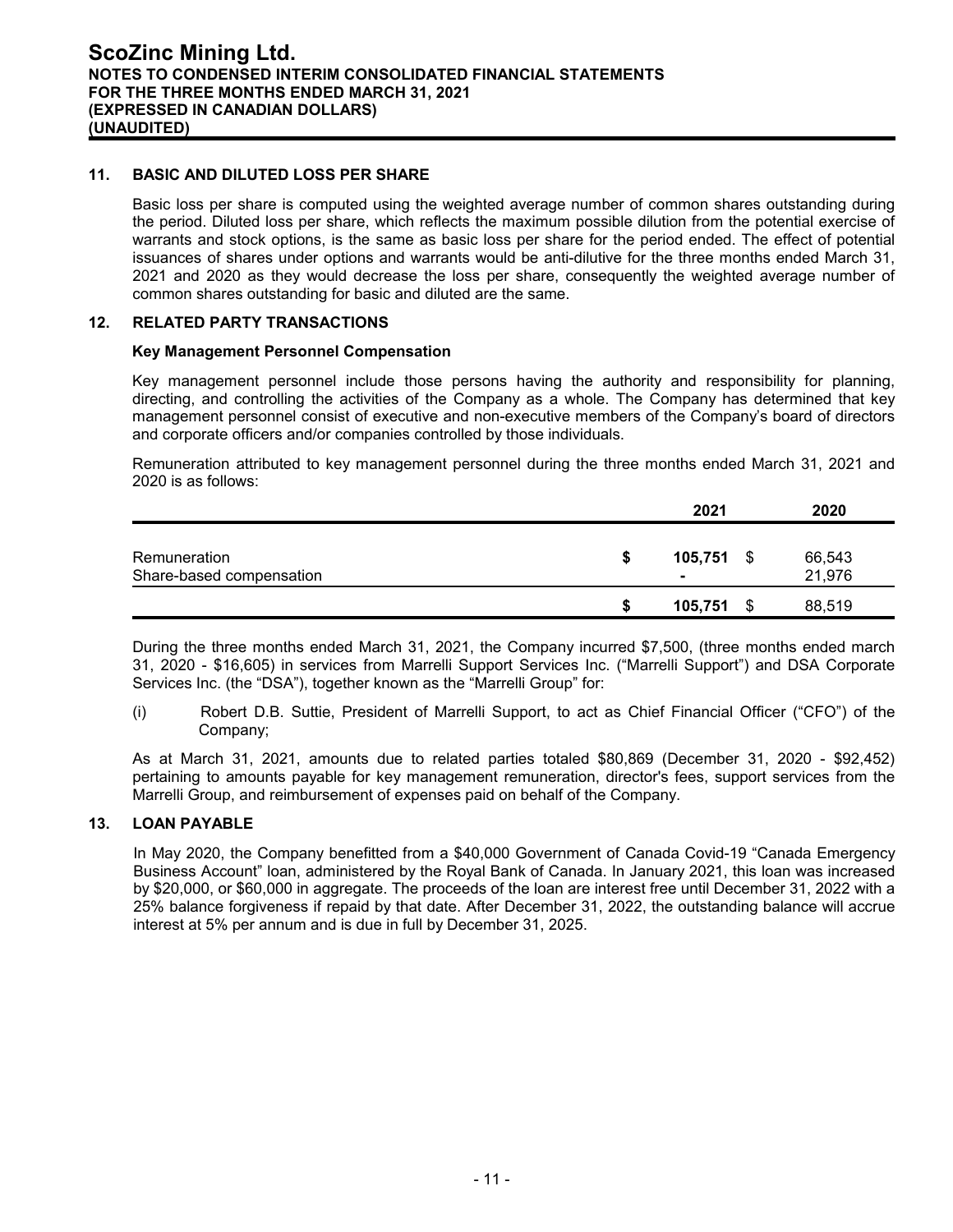## 11. BASIC AND DILUTED LOSS PER SHARE

Basic loss per share is computed using the weighted average number of common shares outstanding during the period. Diluted loss per share, which reflects the maximum possible dilution from the potential exercise of warrants and stock options, is the same as basic loss per share for the period ended. The effect of potential issuances of shares under options and warrants would be anti-dilutive for the three months ended March 31, 2021 and 2020 as they would decrease the loss per share, consequently the weighted average number of common shares outstanding for basic and diluted are the same.

## 12. RELATED PARTY TRANSACTIONS

### Key Management Personnel Compensation

Key management personnel include those persons having the authority and responsibility for planning, directing, and controlling the activities of the Company as a whole. The Company has determined that key management personnel consist of executive and non-executive members of the Company's board of directors and corporate officers and/or companies controlled by those individuals.

Remuneration attributed to key management personnel during the three months ended March 31, 2021 and 2020 is as follows:

| | 2021 | 2020 |
|---|---|---|
| Remuneration | **$ 105,751** | $ 66,543 |
| Share-based compensation | **-** | 21,976 |
| | **$ 105,751** | $ 88,519 |

During the three months ended March 31, 2021, the Company incurred $7,500, (three months ended march 31, 2020 - $16,605) in services from Marrelli Support Services Inc. ("Marrelli Support") and DSA Corporate Services Inc. (the "DSA"), together known as the "Marrelli Group" for:

(i) Robert D.B. Suttie, President of Marrelli Support, to act as Chief Financial Officer ("CFO") of the Company;

As at March 31, 2021, amounts due to related parties totaled $80,869 (December 31, 2020 - $92,452) pertaining to amounts payable for key management remuneration, director's fees, support services from the Marrelli Group, and reimbursement of expenses paid on behalf of the Company.

## 13. LOAN PAYABLE

In May 2020, the Company benefitted from a $40,000 Government of Canada Covid-19 "Canada Emergency Business Account" loan, administered by the Royal Bank of Canada. In January 2021, this loan was increased by $20,000, or $60,000 in aggregate. The proceeds of the loan are interest free until December 31, 2022 with a 25% balance forgiveness if repaid by that date. After December 31, 2022, the outstanding balance will accrue interest at 5% per annum and is due in full by December 31, 2025.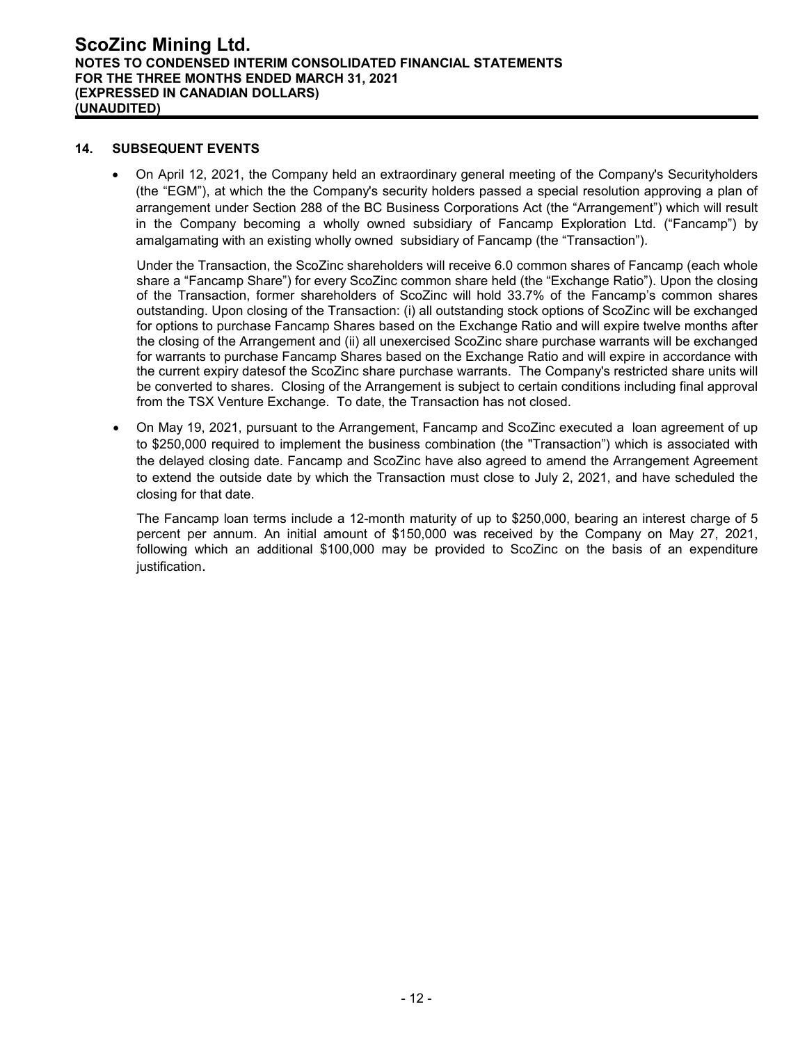## 14. SUBSEQUENT EVENTS

- On April 12, 2021, the Company held an extraordinary general meeting of the Company's Securityholders (the "EGM"), at which the the Company's security holders passed a special resolution approving a plan of arrangement under Section 288 of the BC Business Corporations Act (the "Arrangement") which will result in the Company becoming a wholly owned subsidiary of Fancamp Exploration Ltd. ("Fancamp") by amalgamating with an existing wholly owned subsidiary of Fancamp (the "Transaction").

  Under the Transaction, the ScoZinc shareholders will receive 6.0 common shares of Fancamp (each whole share a "Fancamp Share") for every ScoZinc common share held (the "Exchange Ratio"). Upon the closing of the Transaction, former shareholders of ScoZinc will hold 33.7% of the Fancamp's common shares outstanding. Upon closing of the Transaction: (i) all outstanding stock options of ScoZinc will be exchanged for options to purchase Fancamp Shares based on the Exchange Ratio and will expire twelve months after the closing of the Arrangement and (ii) all unexercised ScoZinc share purchase warrants will be exchanged for warrants to purchase Fancamp Shares based on the Exchange Ratio and will expire in accordance with the current expiry datesof the ScoZinc share purchase warrants. The Company's restricted share units will be converted to shares. Closing of the Arrangement is subject to certain conditions including final approval from the TSX Venture Exchange. To date, the Transaction has not closed.

- On May 19, 2021, pursuant to the Arrangement, Fancamp and ScoZinc executed a loan agreement of up to $250,000 required to implement the business combination (the "Transaction") which is associated with the delayed closing date. Fancamp and ScoZinc have also agreed to amend the Arrangement Agreement to extend the outside date by which the Transaction must close to July 2, 2021, and have scheduled the closing for that date.

  The Fancamp loan terms include a 12-month maturity of up to $250,000, bearing an interest charge of 5 percent per annum. An initial amount of $150,000 was received by the Company on May 27, 2021, following which an additional $100,000 may be provided to ScoZinc on the basis of an expenditure justification.